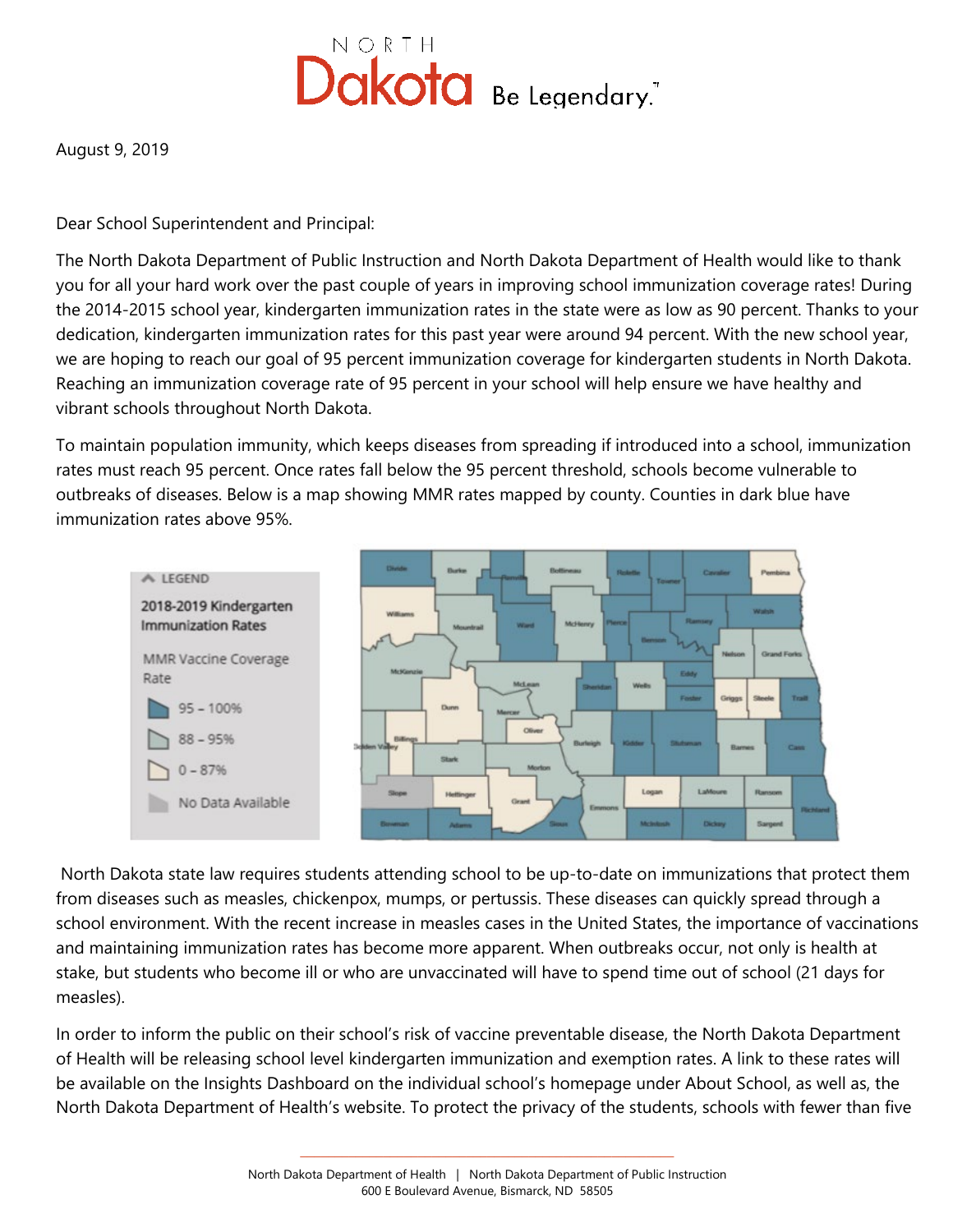NORTH Dakota Be Legendary.

August 9, 2019

Dear School Superintendent and Principal:

The North Dakota Department of Public Instruction and North Dakota Department of Health would like to thank you for all your hard work over the past couple of years in improving school immunization coverage rates! During the 2014-2015 school year, kindergarten immunization rates in the state were as low as 90 percent. Thanks to your dedication, kindergarten immunization rates for this past year were around 94 percent. With the new school year, we are hoping to reach our goal of 95 percent immunization coverage for kindergarten students in North Dakota. Reaching an immunization coverage rate of 95 percent in your school will help ensure we have healthy and vibrant schools throughout North Dakota.

To maintain population immunity, which keeps diseases from spreading if introduced into a school, immunization rates must reach 95 percent. Once rates fall below the 95 percent threshold, schools become vulnerable to outbreaks of diseases. Below is a map showing MMR rates mapped by county. Counties in dark blue have immunization rates above 95%.

North Dakota state law requires students attending school to be up-to-date on immunizations that protect them from diseases such as measles, chickenpox, mumps, or pertussis. These diseases can quickly spread through a school environment. With the recent increase in measles cases in the United States, the importance of vaccinations and maintaining immunization rates has become more apparent. When outbreaks occur, not only is health at stake, but students who become ill or who are unvaccinated will have to spend time out of school (21 days for measles).

In order to inform the public on their school's risk of vaccine preventable disease, the North Dakota Department of Health will be releasing school level kindergarten immunization and exemption rates. A link to these rates will be available on the Insights Dashboard on the individual school's homepage under About School, as well as, the North Dakota Department of Health's website. To protect the privacy of the students, schools with fewer than five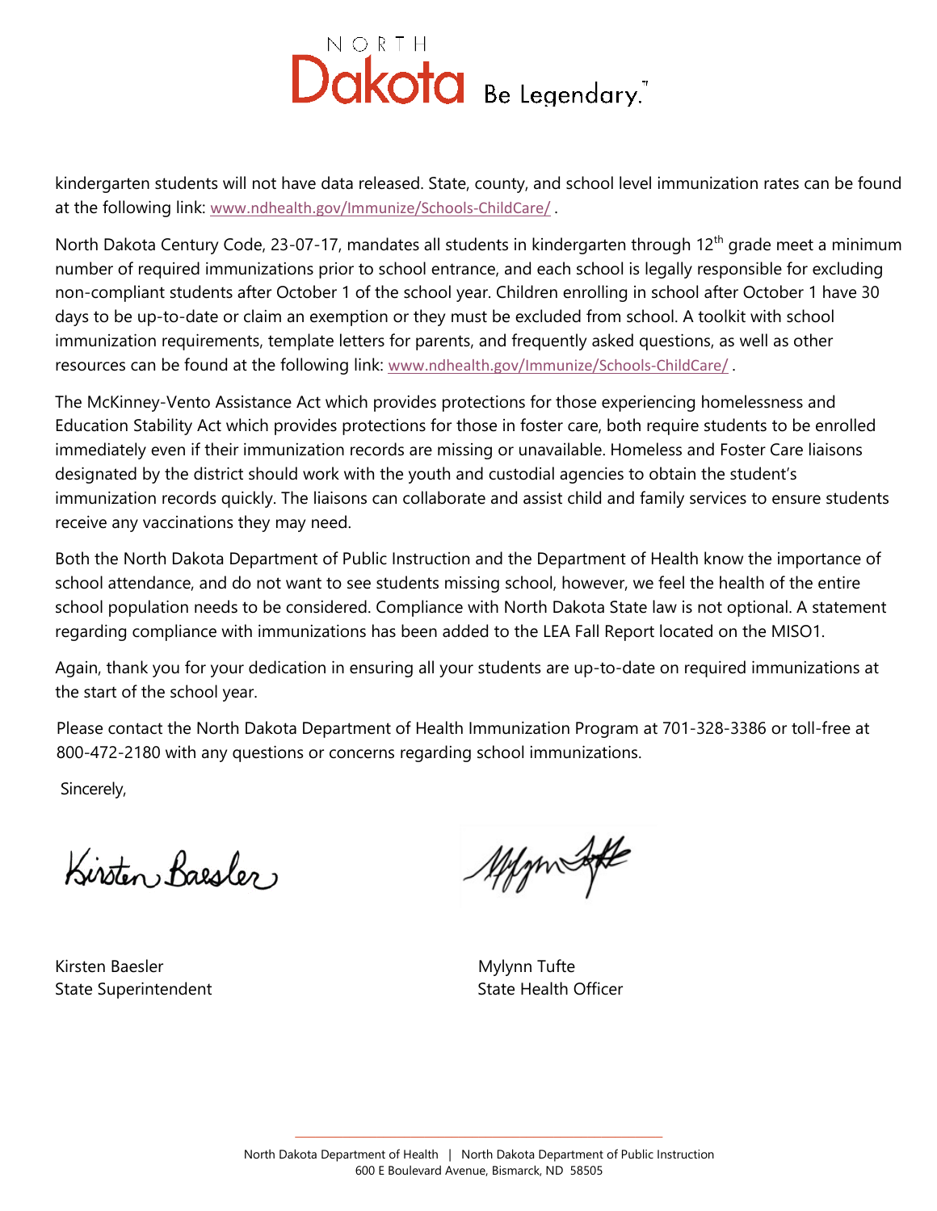kindergarten students will not have data released. State, county, and school level immunization rates can be found at the following link: www.ndhealth.gov/Immunize/Schools-ChildCare/ .

North Dakota Century Code, 23-07-17, mandates all students in kindergarten through 12th grade meet a minimum number of required immunizations prior to school entrance, and each school is legally responsible for excluding non-compliant students after October 1 of the school year. Children enrolling in school after October 1 have 30 days to be up-to-date or claim an exemption or they must be excluded from school. A toolkit with school immunization requirements, template letters for parents, and frequently asked questions, as well as other resources can be found at the following link: www.ndhealth.gov/Immunize/Schools-ChildCare/ .

The McKinney-Vento Assistance Act which provides protections for those experiencing homelessness and Education Stability Act which provides protections for those in foster care, both require students to be enrolled immediately even if their immunization records are missing or unavailable. Homeless and Foster Care liaisons designated by the district should work with the youth and custodial agencies to obtain the student's immunization records quickly. The liaisons can collaborate and assist child and family services to ensure students receive any vaccinations they may need.

Both the North Dakota Department of Public Instruction and the Department of Health know the importance of school attendance, and do not want to see students missing school, however, we feel the health of the entire school population needs to be considered. Compliance with North Dakota State law is not optional. A statement regarding compliance with immunizations has been added to the LEA Fall Report located on the MISO1.

Again, thank you for your dedication in ensuring all your students are up-to-date on required immunizations at the start of the school year.

Please contact the North Dakota Department of Health Immunization Program at 701-328-3386 or toll-free at 800-472-2180 with any questions or concerns regarding school immunizations.

Sincerely,

Kirsten Baesler
State Superintendent

Mylynn Tufte
State Health Officer